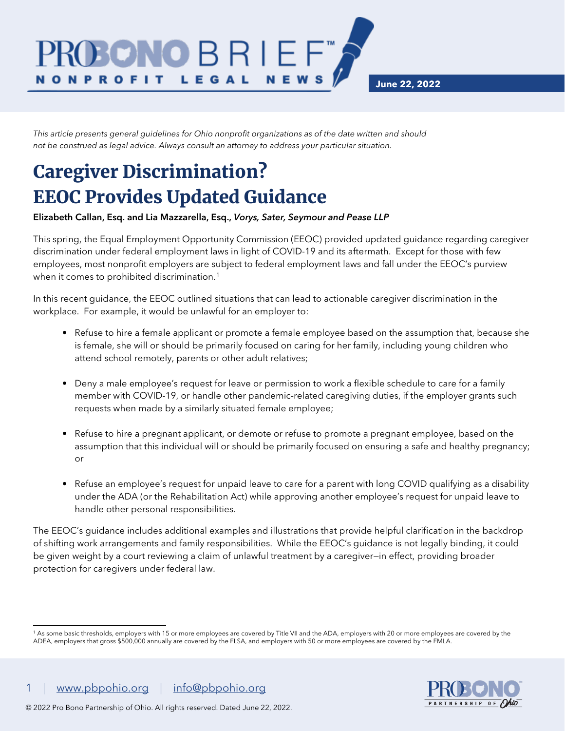June 22, 2022

*This article presents general guidelines for Ohio nonprofit organizations as of the date written and should not be construed as legal advice. Always consult an attorney to address your particular situation.*

# Caregiver Discrimination? EEOC Provides Updated Guidance

**Elizabeth Callan, Esq. and Lia Mazzarella, Esq.,** ***Vorys, Sater, Seymour and Pease LLP***

This spring, the Equal Employment Opportunity Commission (EEOC) provided updated guidance regarding caregiver discrimination under federal employment laws in light of COVID-19 and its aftermath. Except for those with few employees, most nonprofit employers are subject to federal employment laws and fall under the EEOC's purview when it comes to prohibited discrimination.[1]

In this recent guidance, the EEOC outlined situations that can lead to actionable caregiver discrimination in the workplace. For example, it would be unlawful for an employer to:

- Refuse to hire a female applicant or promote a female employee based on the assumption that, because she is female, she will or should be primarily focused on caring for her family, including young children who attend school remotely, parents or other adult relatives;
- Deny a male employee's request for leave or permission to work a flexible schedule to care for a family member with COVID-19, or handle other pandemic-related caregiving duties, if the employer grants such requests when made by a similarly situated female employee;
- Refuse to hire a pregnant applicant, or demote or refuse to promote a pregnant employee, based on the assumption that this individual will or should be primarily focused on ensuring a safe and healthy pregnancy; or
- Refuse an employee's request for unpaid leave to care for a parent with long COVID qualifying as a disability under the ADA (or the Rehabilitation Act) while approving another employee's request for unpaid leave to handle other personal responsibilities.

The EEOC's guidance includes additional examples and illustrations that provide helpful clarification in the backdrop of shifting work arrangements and family responsibilities. While the EEOC's guidance is not legally binding, it could be given weight by a court reviewing a claim of unlawful treatment by a caregiver—in effect, providing broader protection for caregivers under federal law.

[1] As some basic thresholds, employers with 15 or more employees are covered by Title VII and the ADA, employers with 20 or more employees are covered by the ADEA, employers that gross $500,000 annually are covered by the FLSA, and employers with 50 or more employees are covered by the FMLA.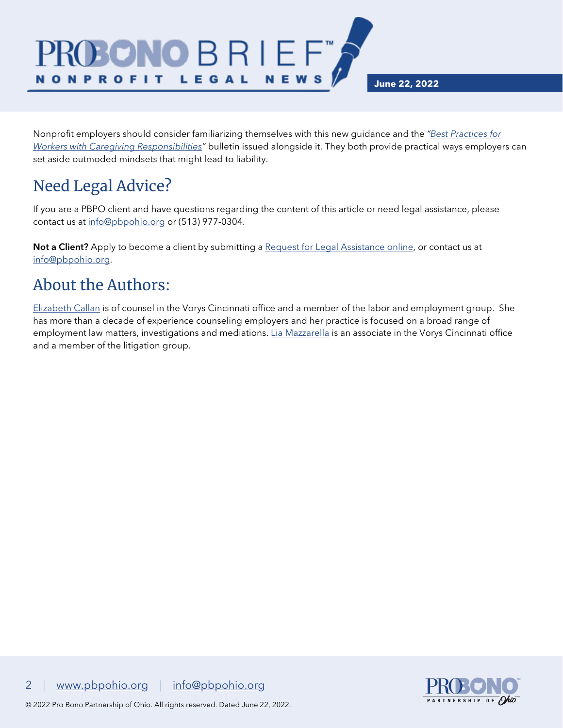Nonprofit employers should consider familiarizing themselves with this new guidance and the *"Best Practices for Workers with Caregiving Responsibilities"* bulletin issued alongside it. They both provide practical ways employers can set aside outmoded mindsets that might lead to liability.

## Need Legal Advice?

If you are a PBPO client and have questions regarding the content of this article or need legal assistance, please contact us at info@pbpohio.org or (513) 977-0304.

**Not a Client?** Apply to become a client by submitting a Request for Legal Assistance online, or contact us at info@pbpohio.org.

## About the Authors:

Elizabeth Callan is of counsel in the Vorys Cincinnati office and a member of the labor and employment group. She has more than a decade of experience counseling employers and her practice is focused on a broad range of employment law matters, investigations and mediations. Lia Mazzarella is an associate in the Vorys Cincinnati office and a member of the litigation group.